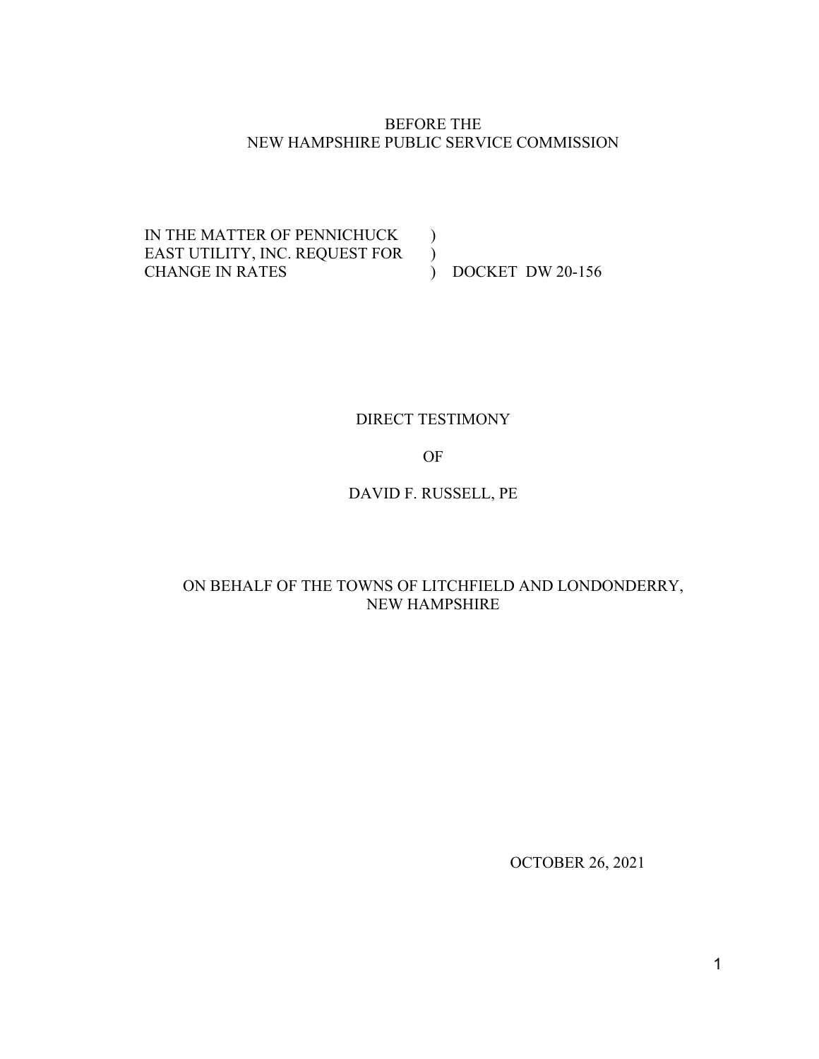BEFORE THE
NEW HAMPSHIRE PUBLIC SERVICE COMMISSION

| | | |
|---|---|---|
| IN THE MATTER OF PENNICHUCK | ) | |
| EAST UTILITY, INC. REQUEST FOR | ) | |
| CHANGE IN RATES | ) | DOCKET DW 20-156 |

DIRECT TESTIMONY

OF

DAVID F. RUSSELL, PE

ON BEHALF OF THE TOWNS OF LITCHFIELD AND LONDONDERRY,
NEW HAMPSHIRE

OCTOBER 26, 2021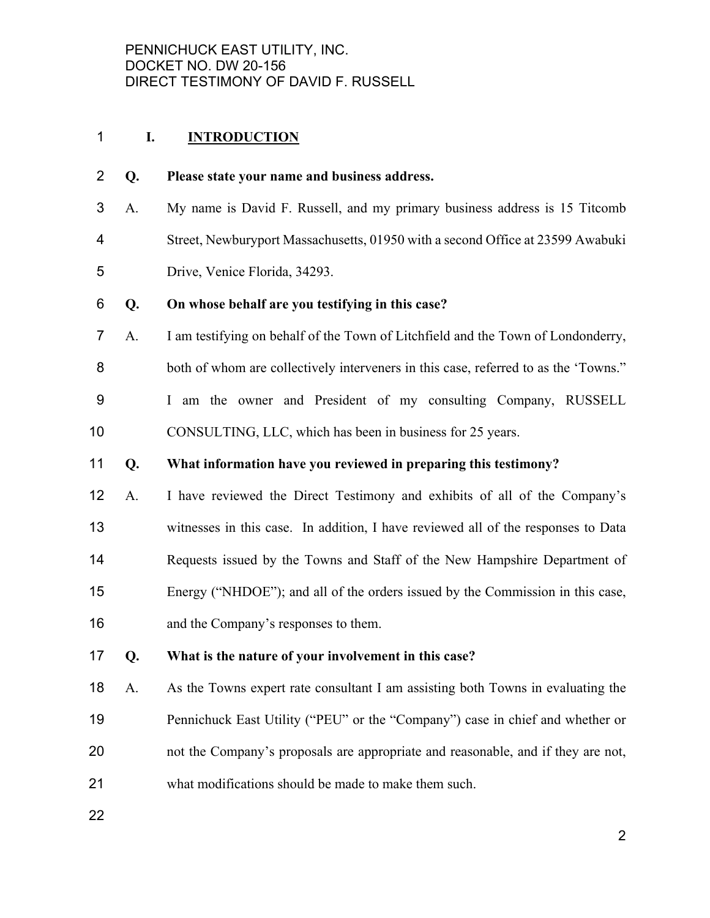## I. INTRODUCTION

**Q. Please state your name and business address.**

A. My name is David F. Russell, and my primary business address is 15 Titcomb Street, Newburyport Massachusetts, 01950 with a second Office at 23599 Awabuki Drive, Venice Florida, 34293.

**Q. On whose behalf are you testifying in this case?**

A. I am testifying on behalf of the Town of Litchfield and the Town of Londonderry, both of whom are collectively interveners in this case, referred to as the 'Towns." I am the owner and President of my consulting Company, RUSSELL CONSULTING, LLC, which has been in business for 25 years.

**Q. What information have you reviewed in preparing this testimony?**

A. I have reviewed the Direct Testimony and exhibits of all of the Company's witnesses in this case. In addition, I have reviewed all of the responses to Data Requests issued by the Towns and Staff of the New Hampshire Department of Energy ("NHDOE"); and all of the orders issued by the Commission in this case, and the Company's responses to them.

**Q. What is the nature of your involvement in this case?**

A. As the Towns expert rate consultant I am assisting both Towns in evaluating the Pennichuck East Utility ("PEU" or the "Company") case in chief and whether or not the Company's proposals are appropriate and reasonable, and if they are not, what modifications should be made to make them such.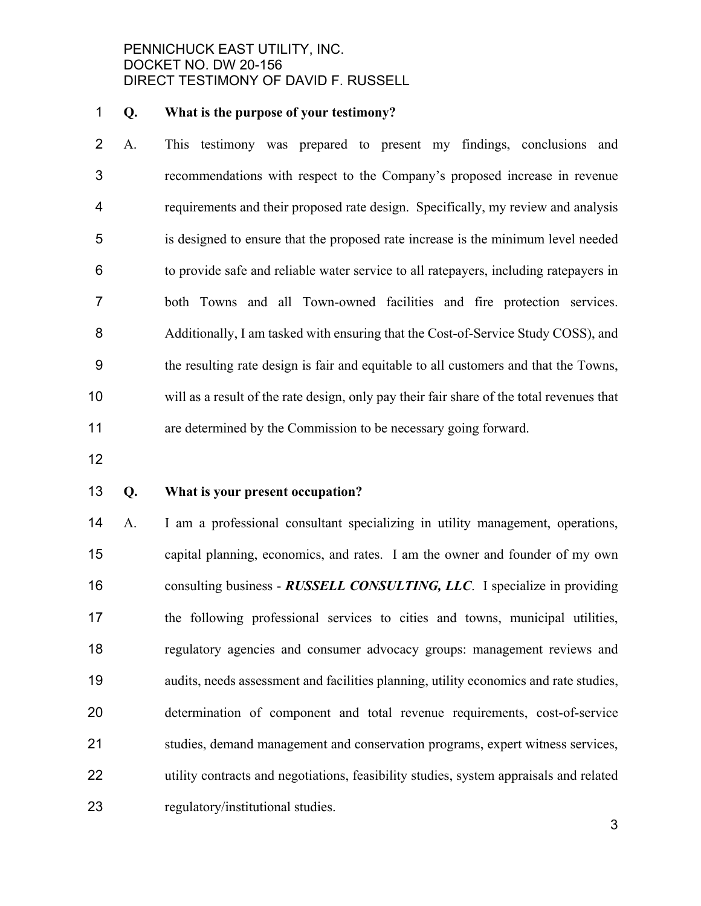**Q. What is the purpose of your testimony?**

A. This testimony was prepared to present my findings, conclusions and recommendations with respect to the Company's proposed increase in revenue requirements and their proposed rate design. Specifically, my review and analysis is designed to ensure that the proposed rate increase is the minimum level needed to provide safe and reliable water service to all ratepayers, including ratepayers in both Towns and all Town-owned facilities and fire protection services. Additionally, I am tasked with ensuring that the Cost-of-Service Study COSS), and the resulting rate design is fair and equitable to all customers and that the Towns, will as a result of the rate design, only pay their fair share of the total revenues that are determined by the Commission to be necessary going forward.

**Q. What is your present occupation?**

A. I am a professional consultant specializing in utility management, operations, capital planning, economics, and rates. I am the owner and founder of my own consulting business - ***RUSSELL CONSULTING, LLC***. I specialize in providing the following professional services to cities and towns, municipal utilities, regulatory agencies and consumer advocacy groups: management reviews and audits, needs assessment and facilities planning, utility economics and rate studies, determination of component and total revenue requirements, cost-of-service studies, demand management and conservation programs, expert witness services, utility contracts and negotiations, feasibility studies, system appraisals and related regulatory/institutional studies.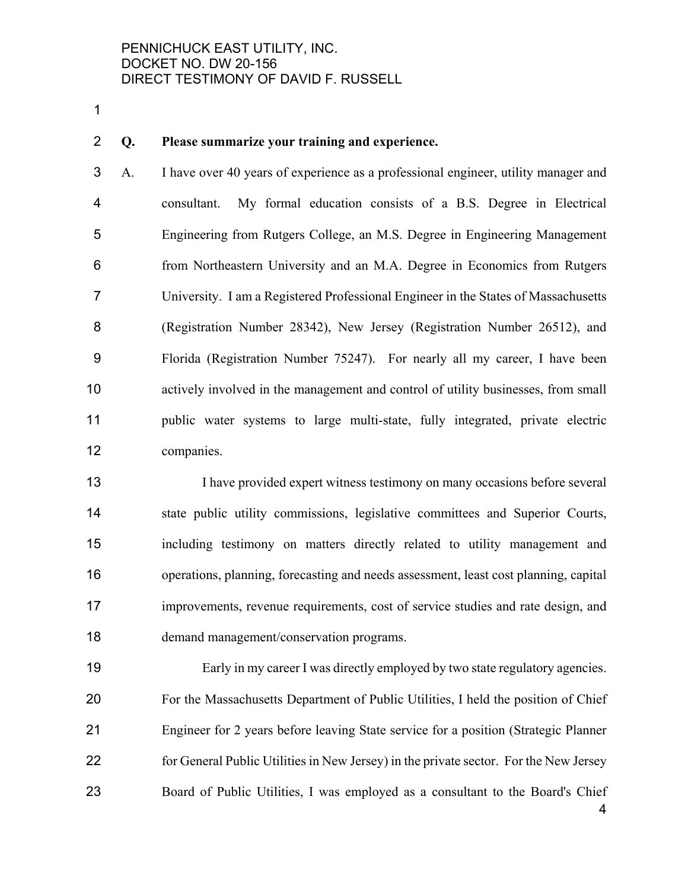**Q. Please summarize your training and experience.**

A. I have over 40 years of experience as a professional engineer, utility manager and consultant. My formal education consists of a B.S. Degree in Electrical Engineering from Rutgers College, an M.S. Degree in Engineering Management from Northeastern University and an M.A. Degree in Economics from Rutgers University. I am a Registered Professional Engineer in the States of Massachusetts (Registration Number 28342), New Jersey (Registration Number 26512), and Florida (Registration Number 75247). For nearly all my career, I have been actively involved in the management and control of utility businesses, from small public water systems to large multi-state, fully integrated, private electric companies.

I have provided expert witness testimony on many occasions before several state public utility commissions, legislative committees and Superior Courts, including testimony on matters directly related to utility management and operations, planning, forecasting and needs assessment, least cost planning, capital improvements, revenue requirements, cost of service studies and rate design, and demand management/conservation programs.

Early in my career I was directly employed by two state regulatory agencies. For the Massachusetts Department of Public Utilities, I held the position of Chief Engineer for 2 years before leaving State service for a position (Strategic Planner for General Public Utilities in New Jersey) in the private sector. For the New Jersey Board of Public Utilities, I was employed as a consultant to the Board's Chief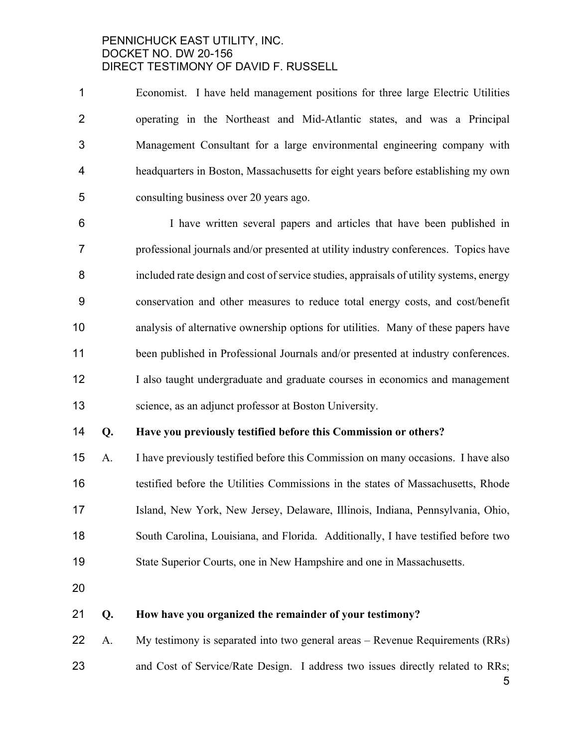Economist. I have held management positions for three large Electric Utilities operating in the Northeast and Mid-Atlantic states, and was a Principal Management Consultant for a large environmental engineering company with headquarters in Boston, Massachusetts for eight years before establishing my own consulting business over 20 years ago.

I have written several papers and articles that have been published in professional journals and/or presented at utility industry conferences. Topics have included rate design and cost of service studies, appraisals of utility systems, energy conservation and other measures to reduce total energy costs, and cost/benefit analysis of alternative ownership options for utilities. Many of these papers have been published in Professional Journals and/or presented at industry conferences. I also taught undergraduate and graduate courses in economics and management science, as an adjunct professor at Boston University.

**Q. Have you previously testified before this Commission or others?**

A. I have previously testified before this Commission on many occasions. I have also testified before the Utilities Commissions in the states of Massachusetts, Rhode Island, New York, New Jersey, Delaware, Illinois, Indiana, Pennsylvania, Ohio, South Carolina, Louisiana, and Florida. Additionally, I have testified before two State Superior Courts, one in New Hampshire and one in Massachusetts.

**Q. How have you organized the remainder of your testimony?**

A. My testimony is separated into two general areas – Revenue Requirements (RRs) and Cost of Service/Rate Design. I address two issues directly related to RRs;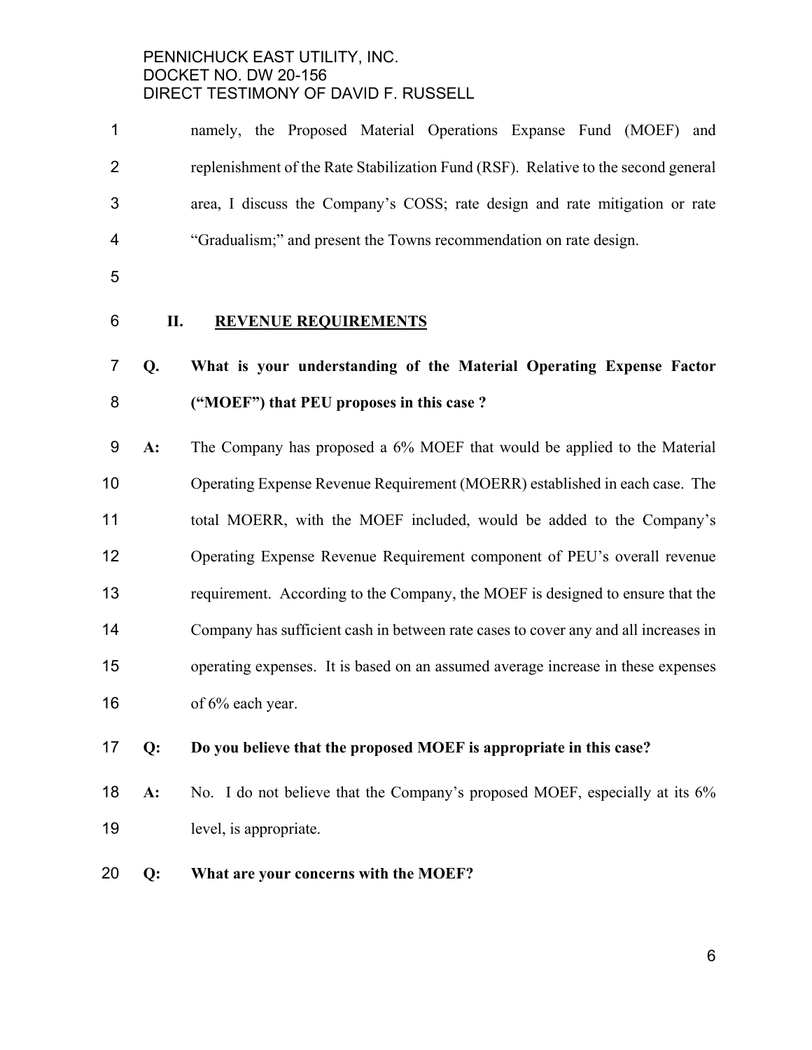namely, the Proposed Material Operations Expanse Fund (MOEF) and replenishment of the Rate Stabilization Fund (RSF). Relative to the second general area, I discuss the Company's COSS; rate design and rate mitigation or rate "Gradualism;" and present the Towns recommendation on rate design.

## II. REVENUE REQUIREMENTS

**Q. What is your understanding of the Material Operating Expense Factor ("MOEF") that PEU proposes in this case ?**

**A:** The Company has proposed a 6% MOEF that would be applied to the Material Operating Expense Revenue Requirement (MOERR) established in each case. The total MOERR, with the MOEF included, would be added to the Company's Operating Expense Revenue Requirement component of PEU's overall revenue requirement. According to the Company, the MOEF is designed to ensure that the Company has sufficient cash in between rate cases to cover any and all increases in operating expenses. It is based on an assumed average increase in these expenses of 6% each year.

**Q: Do you believe that the proposed MOEF is appropriate in this case?**

**A:** No. I do not believe that the Company's proposed MOEF, especially at its 6% level, is appropriate.

**Q: What are your concerns with the MOEF?**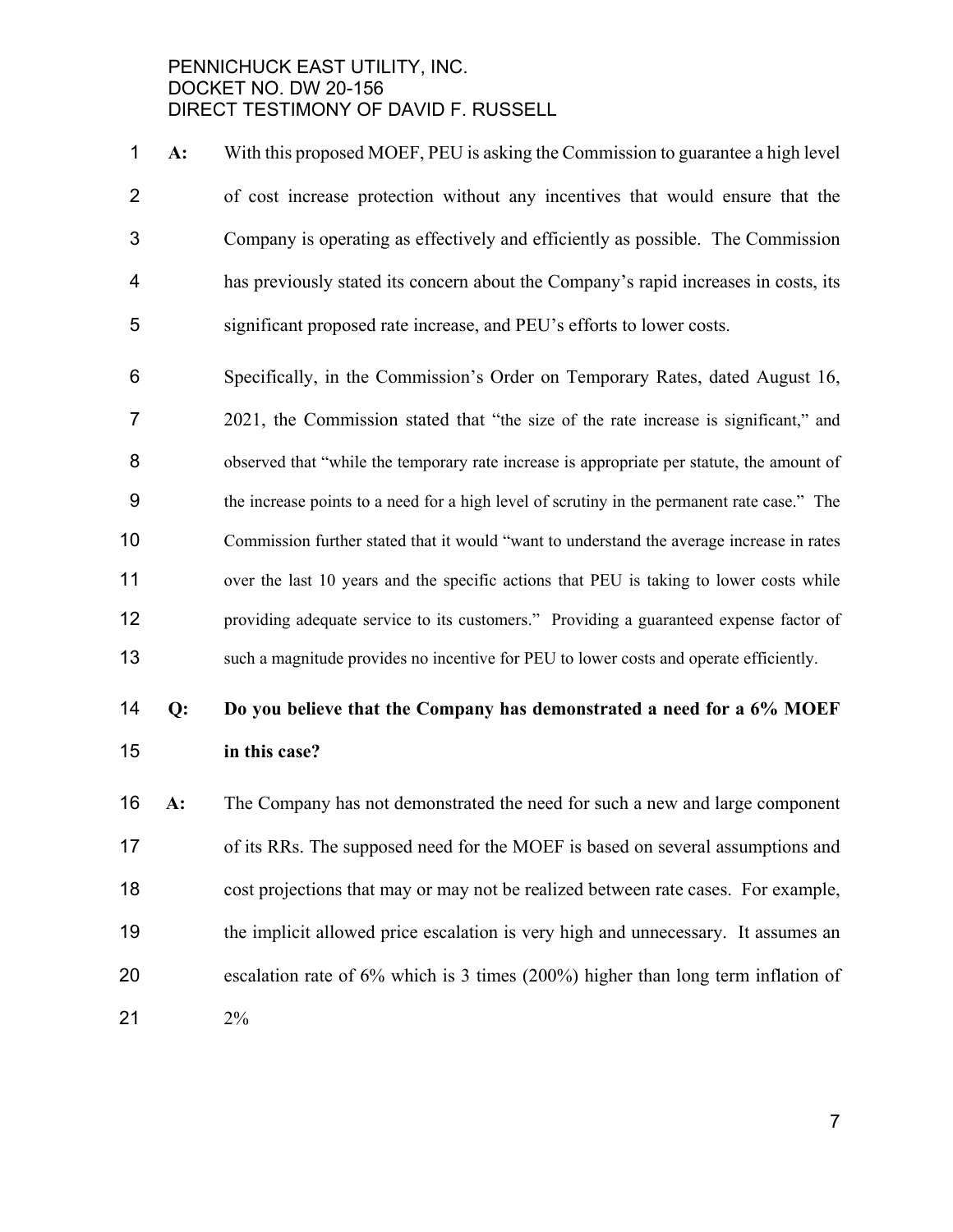**A:** With this proposed MOEF, PEU is asking the Commission to guarantee a high level of cost increase protection without any incentives that would ensure that the Company is operating as effectively and efficiently as possible. The Commission has previously stated its concern about the Company's rapid increases in costs, its significant proposed rate increase, and PEU's efforts to lower costs.

Specifically, in the Commission's Order on Temporary Rates, dated August 16, 2021, the Commission stated that "the size of the rate increase is significant," and observed that "while the temporary rate increase is appropriate per statute, the amount of the increase points to a need for a high level of scrutiny in the permanent rate case." The Commission further stated that it would "want to understand the average increase in rates over the last 10 years and the specific actions that PEU is taking to lower costs while providing adequate service to its customers." Providing a guaranteed expense factor of such a magnitude provides no incentive for PEU to lower costs and operate efficiently.

**Q: Do you believe that the Company has demonstrated a need for a 6% MOEF in this case?**

**A:** The Company has not demonstrated the need for such a new and large component of its RRs. The supposed need for the MOEF is based on several assumptions and cost projections that may or may not be realized between rate cases. For example, the implicit allowed price escalation is very high and unnecessary. It assumes an escalation rate of 6% which is 3 times (200%) higher than long term inflation of 2%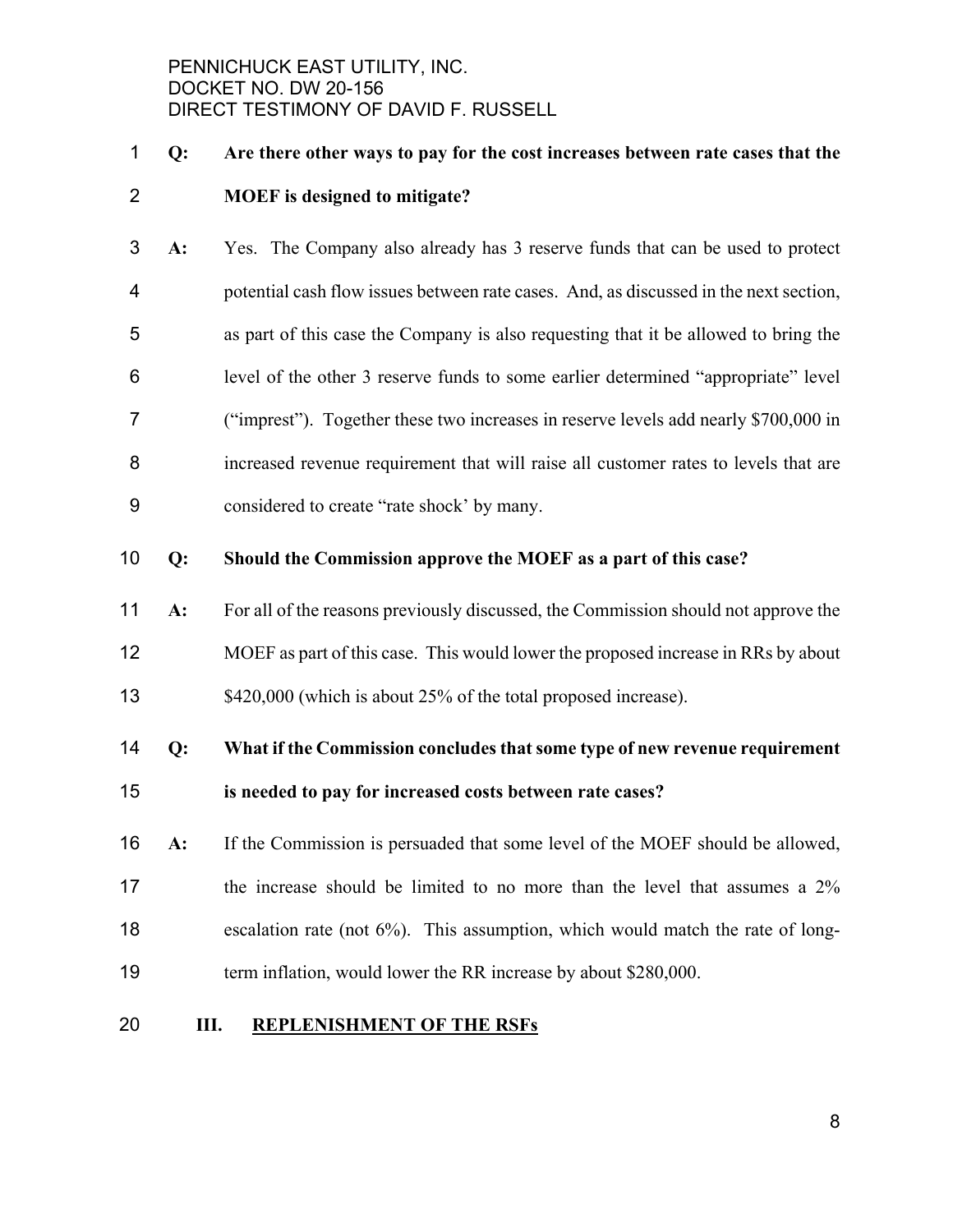**Q: Are there other ways to pay for the cost increases between rate cases that the MOEF is designed to mitigate?**

A: Yes. The Company also already has 3 reserve funds that can be used to protect potential cash flow issues between rate cases. And, as discussed in the next section, as part of this case the Company is also requesting that it be allowed to bring the level of the other 3 reserve funds to some earlier determined "appropriate" level ("imprest"). Together these two increases in reserve levels add nearly $700,000 in increased revenue requirement that will raise all customer rates to levels that are considered to create "rate shock' by many.

**Q: Should the Commission approve the MOEF as a part of this case?**

A: For all of the reasons previously discussed, the Commission should not approve the MOEF as part of this case. This would lower the proposed increase in RRs by about $420,000 (which is about 25% of the total proposed increase).

**Q: What if the Commission concludes that some type of new revenue requirement is needed to pay for increased costs between rate cases?**

A: If the Commission is persuaded that some level of the MOEF should be allowed, the increase should be limited to no more than the level that assumes a 2% escalation rate (not 6%). This assumption, which would match the rate of long-term inflation, would lower the RR increase by about $280,000.

## III. REPLENISHMENT OF THE RSFs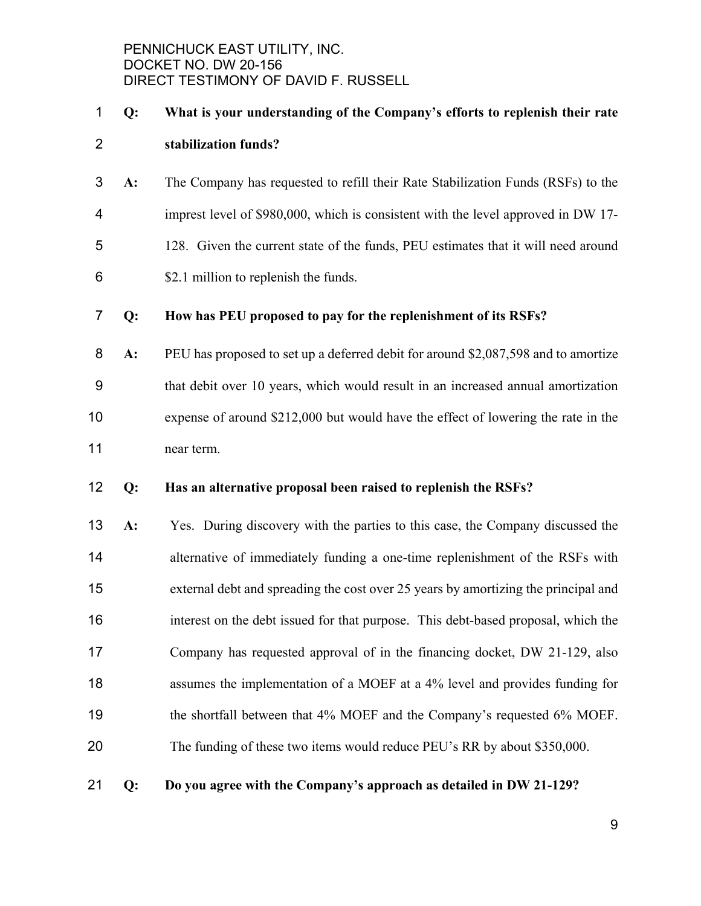**Q: What is your understanding of the Company's efforts to replenish their rate stabilization funds?**

A: The Company has requested to refill their Rate Stabilization Funds (RSFs) to the imprest level of $980,000, which is consistent with the level approved in DW 17-128. Given the current state of the funds, PEU estimates that it will need around $2.1 million to replenish the funds.

**Q: How has PEU proposed to pay for the replenishment of its RSFs?**

A: PEU has proposed to set up a deferred debit for around $2,087,598 and to amortize that debit over 10 years, which would result in an increased annual amortization expense of around $212,000 but would have the effect of lowering the rate in the near term.

**Q: Has an alternative proposal been raised to replenish the RSFs?**

A: Yes. During discovery with the parties to this case, the Company discussed the alternative of immediately funding a one-time replenishment of the RSFs with external debt and spreading the cost over 25 years by amortizing the principal and interest on the debt issued for that purpose. This debt-based proposal, which the Company has requested approval of in the financing docket, DW 21-129, also assumes the implementation of a MOEF at a 4% level and provides funding for the shortfall between that 4% MOEF and the Company's requested 6% MOEF. The funding of these two items would reduce PEU's RR by about $350,000.

**Q: Do you agree with the Company's approach as detailed in DW 21-129?**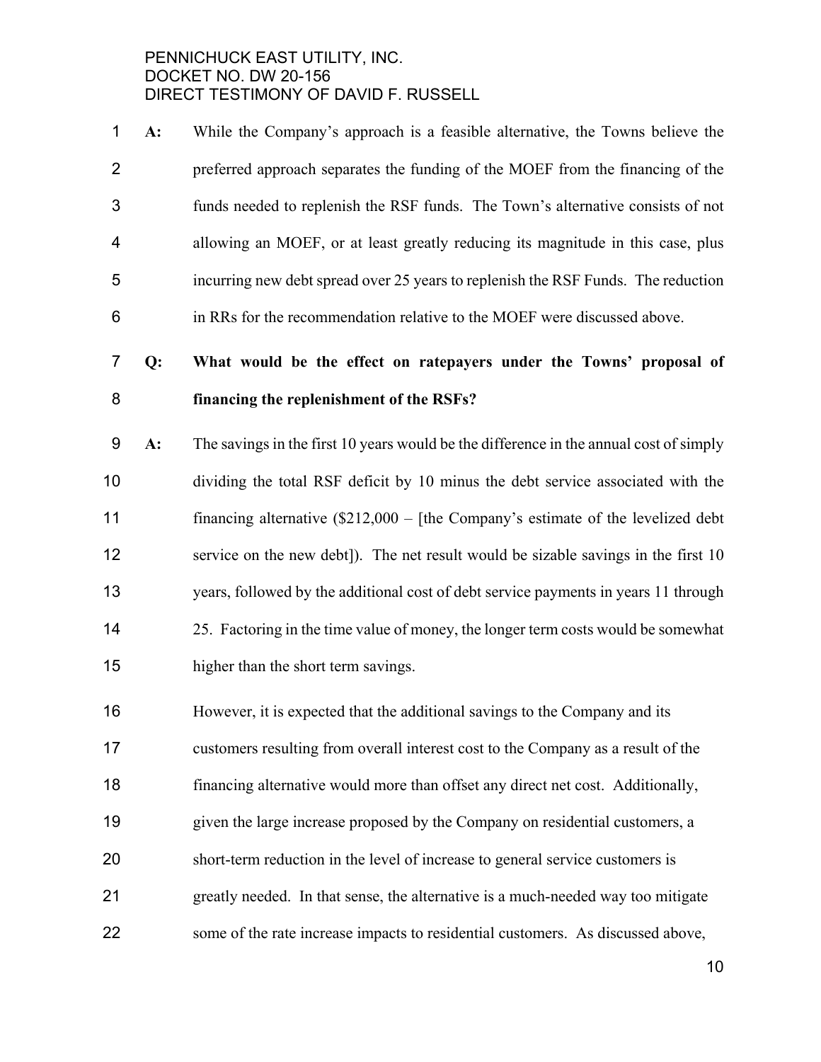**A:** While the Company's approach is a feasible alternative, the Towns believe the preferred approach separates the funding of the MOEF from the financing of the funds needed to replenish the RSF funds. The Town's alternative consists of not allowing an MOEF, or at least greatly reducing its magnitude in this case, plus incurring new debt spread over 25 years to replenish the RSF Funds. The reduction in RRs for the recommendation relative to the MOEF were discussed above.

**Q: What would be the effect on ratepayers under the Towns' proposal of financing the replenishment of the RSFs?**

**A:** The savings in the first 10 years would be the difference in the annual cost of simply dividing the total RSF deficit by 10 minus the debt service associated with the financing alternative ($212,000 – [the Company's estimate of the levelized debt service on the new debt]). The net result would be sizable savings in the first 10 years, followed by the additional cost of debt service payments in years 11 through 25. Factoring in the time value of money, the longer term costs would be somewhat higher than the short term savings.

However, it is expected that the additional savings to the Company and its customers resulting from overall interest cost to the Company as a result of the financing alternative would more than offset any direct net cost. Additionally, given the large increase proposed by the Company on residential customers, a short-term reduction in the level of increase to general service customers is greatly needed. In that sense, the alternative is a much-needed way too mitigate some of the rate increase impacts to residential customers. As discussed above,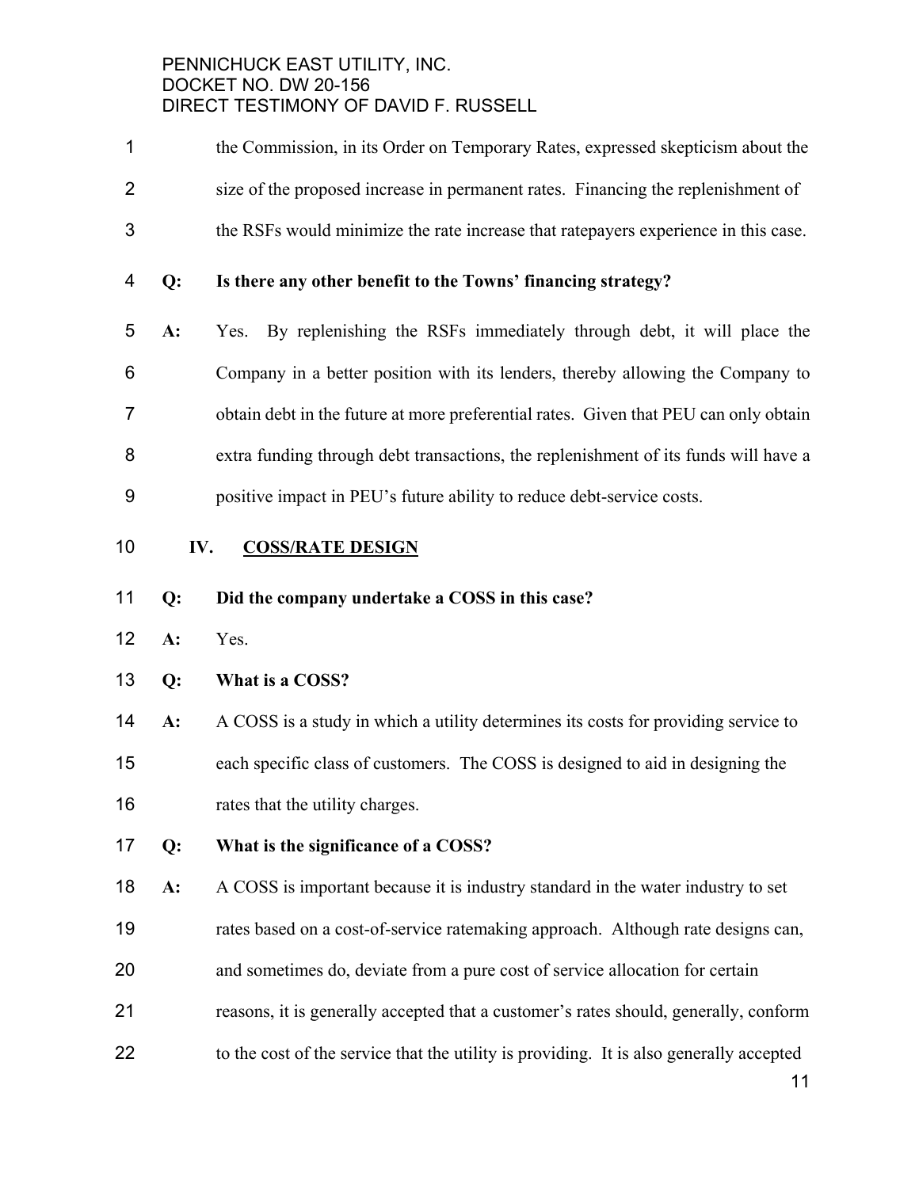the Commission, in its Order on Temporary Rates, expressed skepticism about the size of the proposed increase in permanent rates. Financing the replenishment of the RSFs would minimize the rate increase that ratepayers experience in this case.

**Q: Is there any other benefit to the Towns' financing strategy?**

**A:** Yes. By replenishing the RSFs immediately through debt, it will place the Company in a better position with its lenders, thereby allowing the Company to obtain debt in the future at more preferential rates. Given that PEU can only obtain extra funding through debt transactions, the replenishment of its funds will have a positive impact in PEU's future ability to reduce debt-service costs.

## IV. <u>COSS/RATE DESIGN</u>

**Q: Did the company undertake a COSS in this case?**

**A:** Yes.

**Q: What is a COSS?**

**A:** A COSS is a study in which a utility determines its costs for providing service to each specific class of customers. The COSS is designed to aid in designing the rates that the utility charges.

**Q: What is the significance of a COSS?**

**A:** A COSS is important because it is industry standard in the water industry to set rates based on a cost-of-service ratemaking approach. Although rate designs can, and sometimes do, deviate from a pure cost of service allocation for certain reasons, it is generally accepted that a customer's rates should, generally, conform to the cost of the service that the utility is providing. It is also generally accepted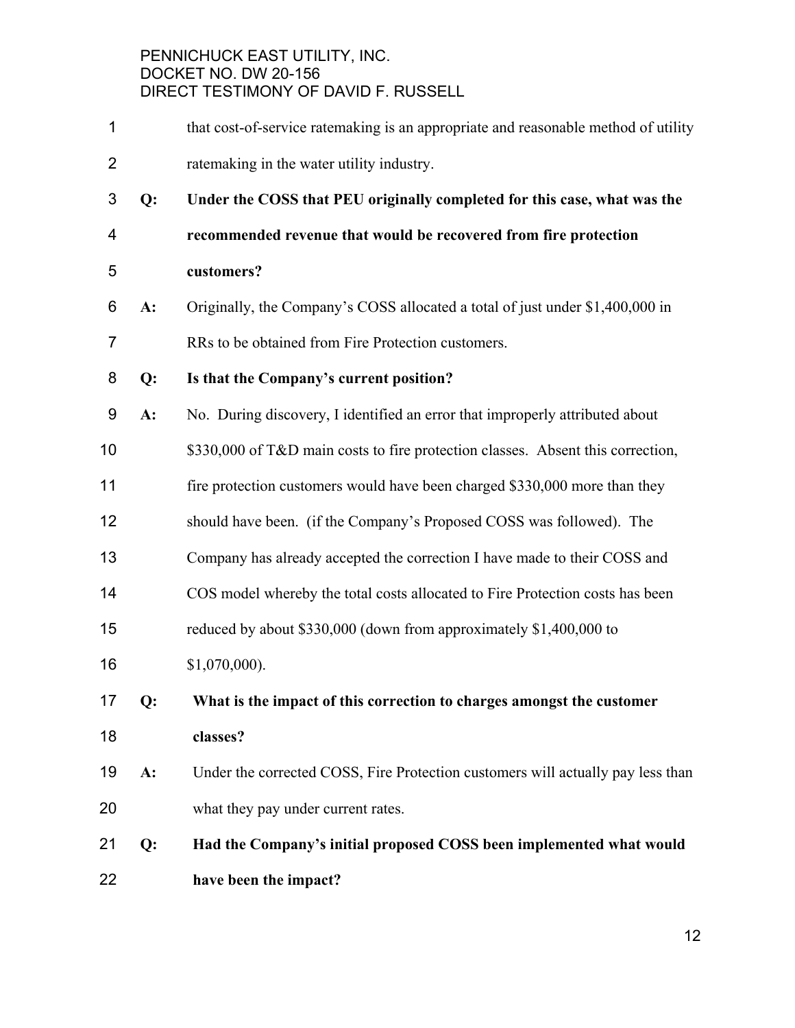that cost-of-service ratemaking is an appropriate and reasonable method of utility ratemaking in the water utility industry.

**Q: Under the COSS that PEU originally completed for this case, what was the recommended revenue that would be recovered from fire protection customers?**

**A:** Originally, the Company's COSS allocated a total of just under $1,400,000 in RRs to be obtained from Fire Protection customers.

**Q: Is that the Company's current position?**

**A:** No. During discovery, I identified an error that improperly attributed about $330,000 of T&D main costs to fire protection classes. Absent this correction, fire protection customers would have been charged $330,000 more than they should have been. (if the Company's Proposed COSS was followed). The Company has already accepted the correction I have made to their COSS and COS model whereby the total costs allocated to Fire Protection costs has been reduced by about $330,000 (down from approximately $1,400,000 to $1,070,000).

**Q: What is the impact of this correction to charges amongst the customer classes?**

**A:** Under the corrected COSS, Fire Protection customers will actually pay less than what they pay under current rates.

**Q: Had the Company's initial proposed COSS been implemented what would have been the impact?**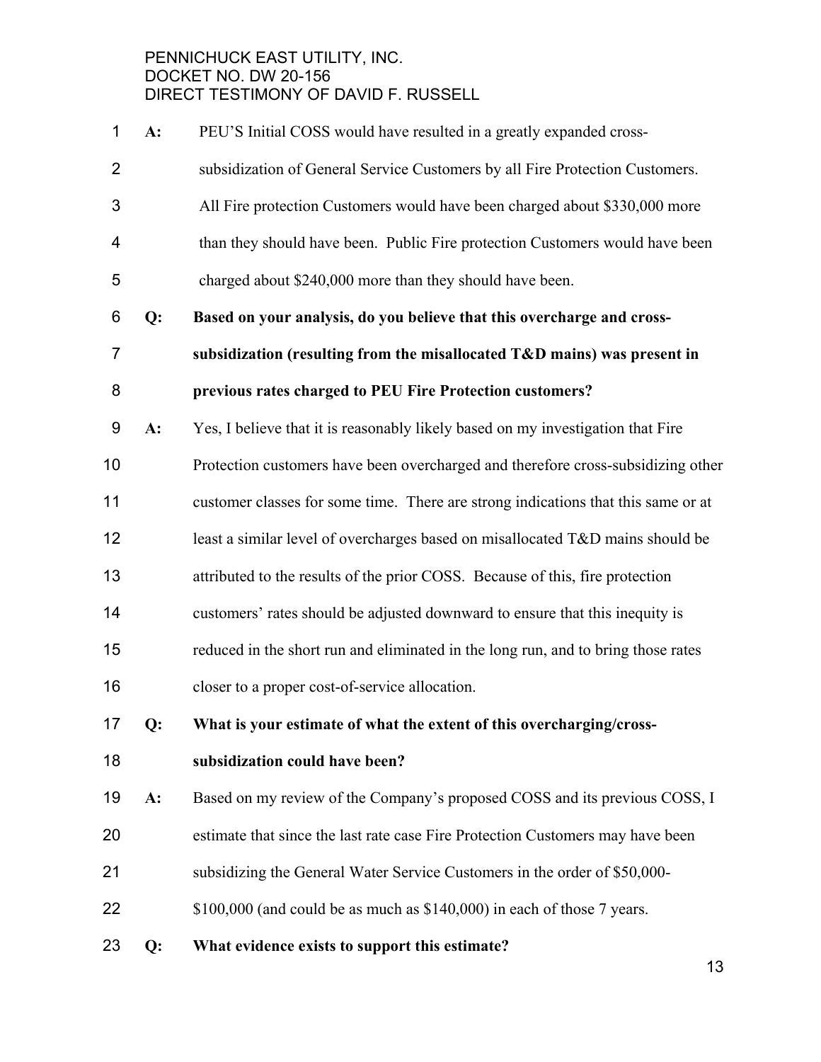**A:** PEU'S Initial COSS would have resulted in a greatly expanded cross-subsidization of General Service Customers by all Fire Protection Customers. All Fire protection Customers would have been charged about $330,000 more than they should have been. Public Fire protection Customers would have been charged about $240,000 more than they should have been.

**Q: Based on your analysis, do you believe that this overcharge and cross-subsidization (resulting from the misallocated T&D mains) was present in previous rates charged to PEU Fire Protection customers?**

**A:** Yes, I believe that it is reasonably likely based on my investigation that Fire Protection customers have been overcharged and therefore cross-subsidizing other customer classes for some time. There are strong indications that this same or at least a similar level of overcharges based on misallocated T&D mains should be attributed to the results of the prior COSS. Because of this, fire protection customers' rates should be adjusted downward to ensure that this inequity is reduced in the short run and eliminated in the long run, and to bring those rates closer to a proper cost-of-service allocation.

**Q: What is your estimate of what the extent of this overcharging/cross-subsidization could have been?**

**A:** Based on my review of the Company's proposed COSS and its previous COSS, I estimate that since the last rate case Fire Protection Customers may have been subsidizing the General Water Service Customers in the order of $50,000-$100,000 (and could be as much as $140,000) in each of those 7 years.

**Q: What evidence exists to support this estimate?**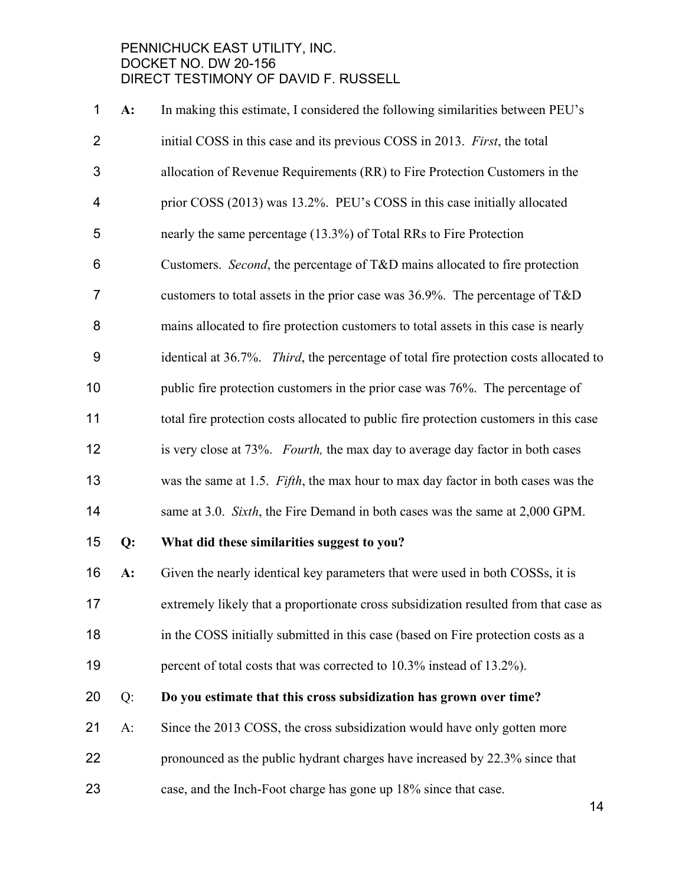**A:** In making this estimate, I considered the following similarities between PEU's initial COSS in this case and its previous COSS in 2013. *First*, the total allocation of Revenue Requirements (RR) to Fire Protection Customers in the prior COSS (2013) was 13.2%. PEU's COSS in this case initially allocated nearly the same percentage (13.3%) of Total RRs to Fire Protection Customers. *Second*, the percentage of T&D mains allocated to fire protection customers to total assets in the prior case was 36.9%. The percentage of T&D mains allocated to fire protection customers to total assets in this case is nearly identical at 36.7%. *Third*, the percentage of total fire protection costs allocated to public fire protection customers in the prior case was 76%. The percentage of total fire protection costs allocated to public fire protection customers in this case is very close at 73%. *Fourth,* the max day to average day factor in both cases was the same at 1.5. *Fifth*, the max hour to max day factor in both cases was the same at 3.0. *Sixth*, the Fire Demand in both cases was the same at 2,000 GPM.

**Q: What did these similarities suggest to you?**

**A:** Given the nearly identical key parameters that were used in both COSSs, it is extremely likely that a proportionate cross subsidization resulted from that case as in the COSS initially submitted in this case (based on Fire protection costs as a percent of total costs that was corrected to 10.3% instead of 13.2%).

Q: **Do you estimate that this cross subsidization has grown over time?**

A: Since the 2013 COSS, the cross subsidization would have only gotten more pronounced as the public hydrant charges have increased by 22.3% since that case, and the Inch-Foot charge has gone up 18% since that case.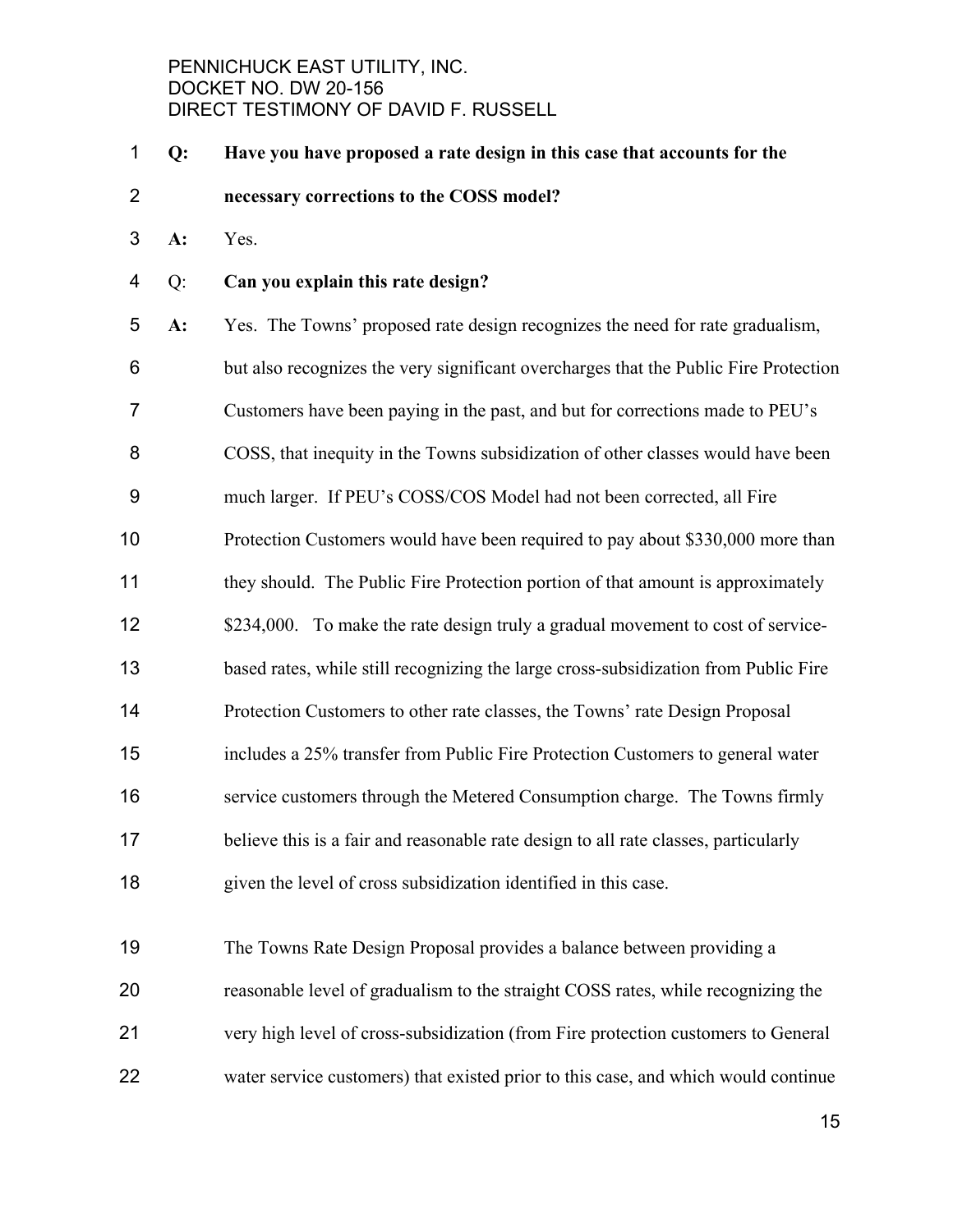**Q: Have you have proposed a rate design in this case that accounts for the necessary corrections to the COSS model?**

**A:** Yes.

Q: **Can you explain this rate design?**

**A:** Yes. The Towns' proposed rate design recognizes the need for rate gradualism, but also recognizes the very significant overcharges that the Public Fire Protection Customers have been paying in the past, and but for corrections made to PEU's COSS, that inequity in the Towns subsidization of other classes would have been much larger. If PEU's COSS/COS Model had not been corrected, all Fire Protection Customers would have been required to pay about $330,000 more than they should. The Public Fire Protection portion of that amount is approximately $234,000. To make the rate design truly a gradual movement to cost of service-based rates, while still recognizing the large cross-subsidization from Public Fire Protection Customers to other rate classes, the Towns' rate Design Proposal includes a 25% transfer from Public Fire Protection Customers to general water service customers through the Metered Consumption charge. The Towns firmly believe this is a fair and reasonable rate design to all rate classes, particularly given the level of cross subsidization identified in this case.

The Towns Rate Design Proposal provides a balance between providing a reasonable level of gradualism to the straight COSS rates, while recognizing the very high level of cross-subsidization (from Fire protection customers to General water service customers) that existed prior to this case, and which would continue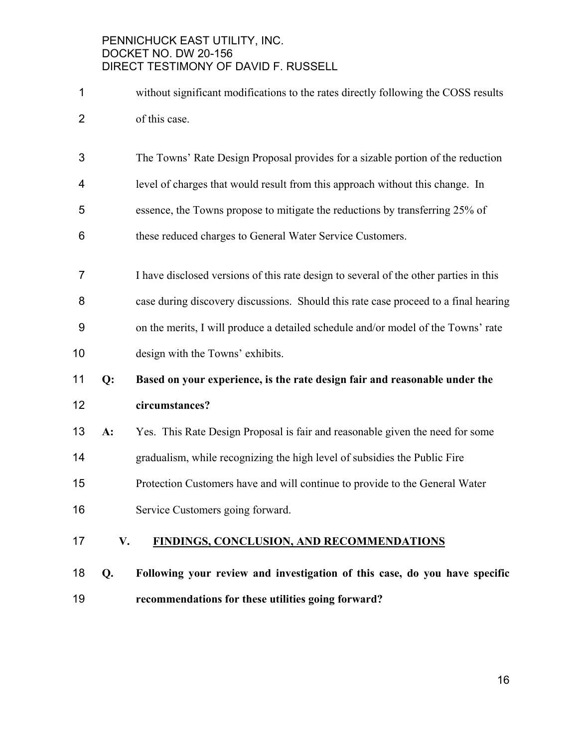without significant modifications to the rates directly following the COSS results of this case.

The Towns' Rate Design Proposal provides for a sizable portion of the reduction level of charges that would result from this approach without this change. In essence, the Towns propose to mitigate the reductions by transferring 25% of these reduced charges to General Water Service Customers.

I have disclosed versions of this rate design to several of the other parties in this case during discovery discussions. Should this rate case proceed to a final hearing on the merits, I will produce a detailed schedule and/or model of the Towns' rate design with the Towns' exhibits.

**Q: Based on your experience, is the rate design fair and reasonable under the circumstances?**

**A:** Yes. This Rate Design Proposal is fair and reasonable given the need for some gradualism, while recognizing the high level of subsidies the Public Fire Protection Customers have and will continue to provide to the General Water Service Customers going forward.

## V. FINDINGS, CONCLUSION, AND RECOMMENDATIONS

**Q. Following your review and investigation of this case, do you have specific recommendations for these utilities going forward?**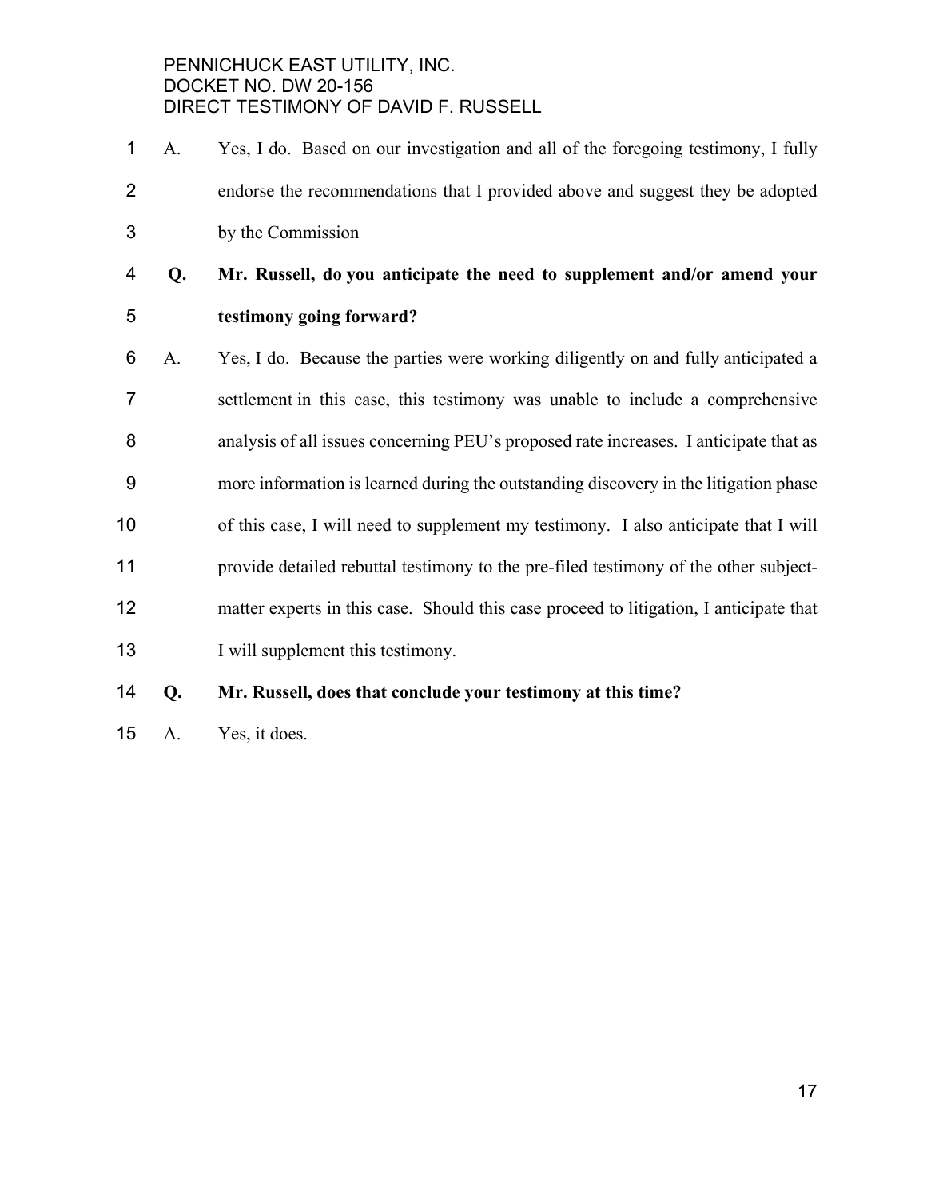A. Yes, I do. Based on our investigation and all of the foregoing testimony, I fully endorse the recommendations that I provided above and suggest they be adopted by the Commission

**Q. Mr. Russell, do you anticipate the need to supplement and/or amend your testimony going forward?**

A. Yes, I do. Because the parties were working diligently on and fully anticipated a settlement in this case, this testimony was unable to include a comprehensive analysis of all issues concerning PEU's proposed rate increases. I anticipate that as more information is learned during the outstanding discovery in the litigation phase of this case, I will need to supplement my testimony. I also anticipate that I will provide detailed rebuttal testimony to the pre-filed testimony of the other subject-matter experts in this case. Should this case proceed to litigation, I anticipate that I will supplement this testimony.

**Q. Mr. Russell, does that conclude your testimony at this time?**

A. Yes, it does.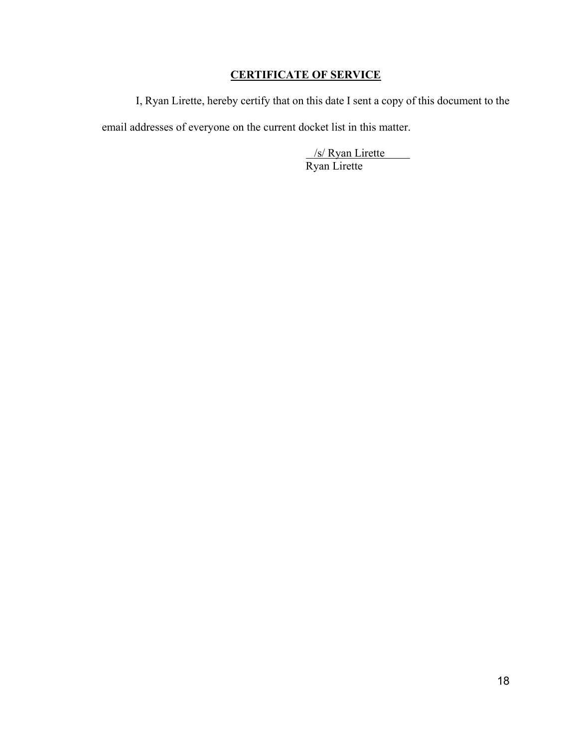## CERTIFICATE OF SERVICE

I, Ryan Lirette, hereby certify that on this date I sent a copy of this document to the email addresses of everyone on the current docket list in this matter.

/s/ Ryan Lirette
Ryan Lirette